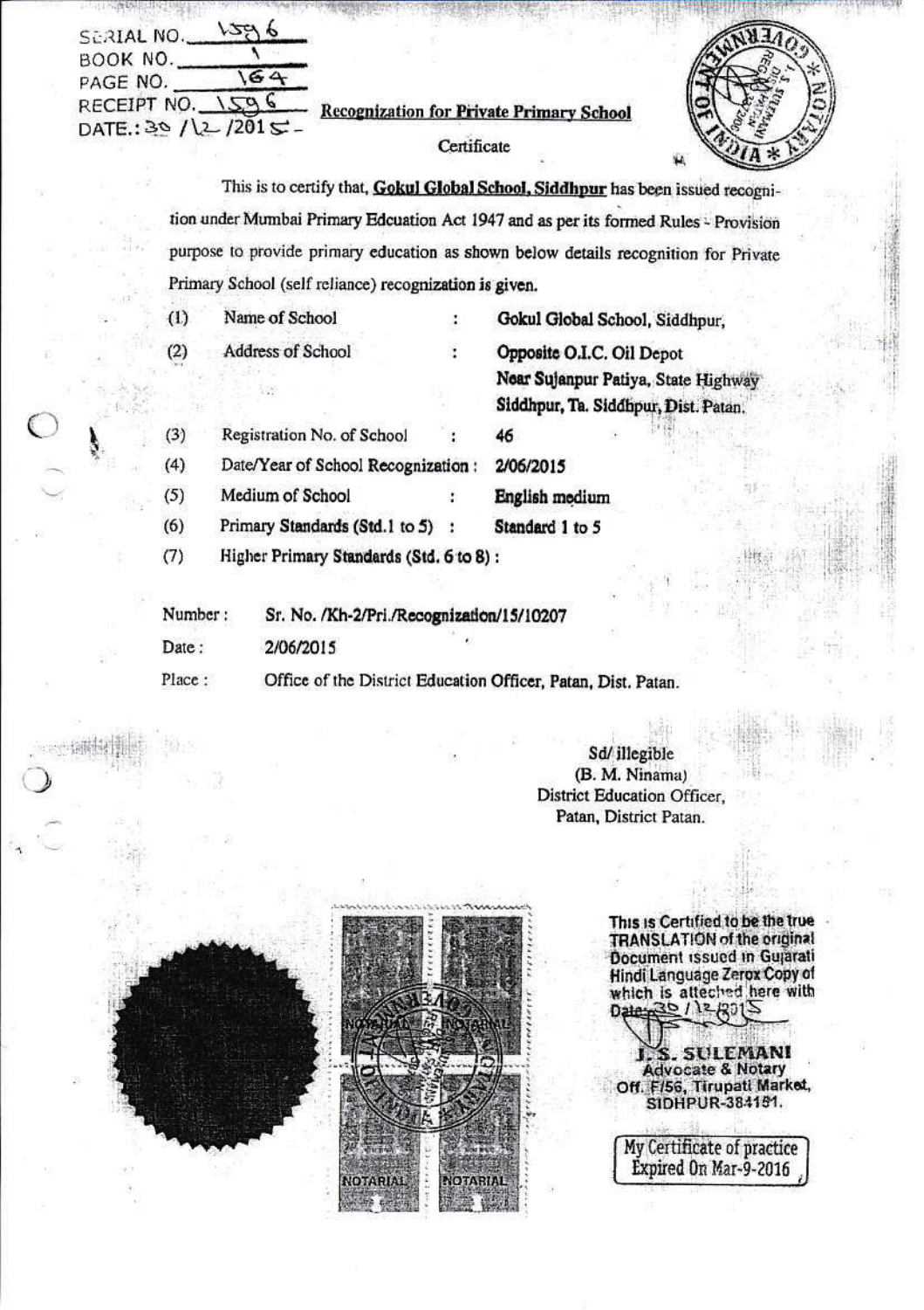SERIAL NO. 1596
BOOK NO. 1
PAGE NO. 164
RECEIPT NO. 1596
DATE.: 30 /12 /2015

**Recognization for Private Primary School**

Certificate

This is to certify that, **Gokul Global School, Siddhpur** has been issued recognition under Mumbai Primary Edcuation Act 1947 and as per its formed Rules - Provision purpose to provide primary education as shown below details recognition for Private Primary School (self reliance) recognization is given.

| | | | |
|---|---|---|---|
| (1) | Name of School | : | **Gokul Global School, Siddhpur,** |
| (2) | Address of School | : | **Opposite O.I.C. Oil Depot Near Sujanpur Patiya, State Highway Siddhpur, Ta. Siddhpur, Dist. Patan.** |
| (3) | Registration No. of School | : | **46** |
| (4) | Date/Year of School Recognization | : | **2/06/2015** |
| (5) | Medium of School | : | **English medium** |
| (6) | Primary Standards (Std.1 to 5) | : | **Standard 1 to 5** |
| (7) | Higher Primary Standards (Std. 6 to 8) | : | |

Number : **Sr. No. /Kh-2/Pri./Recognization/15/10207**

Date : **2/06/2015**

Place : Office of the District Education Officer, Patan, Dist. Patan.

Sd/ illegible
(B. M. Ninama)
District Education Officer,
Patan, District Patan.

This is Certified to be the true TRANSLATION of the original Document issued in Gujarati Hindi Language Zerox Copy of which is attached here with
Date: 30 / 12 /2015

**J. S. SULEMANI**
Advocate & Notary
Off. F/56, Tirupati Market,
SIDHPUR-384151.

My Certificate of practice Expired On Mar-9-2016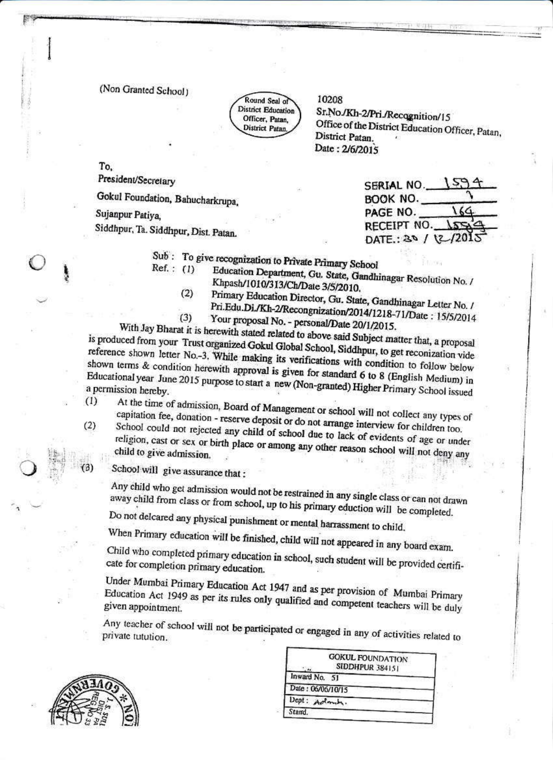(Non Granted School)

Round Seal of District Education Officer, Patan, District Patan.

10208
Sr.No./Kh-2/Pri./Recognition/15
Office of the District Education Officer, Patan,
District Patan.
Date : 2/6/2015

To,
President/Secretary
Gokul Foundation, Bahucharkrupa,
Sujanpur Patiya,
Siddhpur, Ta. Siddhpur, Dist. Patan.

SERIAL NO. 1594
BOOK NO. 1
PAGE NO. 164
RECEIPT NO. 1594
DATE.: 30 / 12 /2015

Sub : To give recognization to Private Primary School

Ref. : (1) Education Department, Gu. State, Gandhinagar Resolution No. / Khpash/1010/313/Ch/Date 3/5/2010.

(2) Primary Education Director, Gu. State, Gandhinagar Letter No. / Pri.Edu.Di./Kh-2/Recongnization/2014/1218-71/Date : 15/5/2014

(3) Your proposal No. - personal/Date 20/1/2015.

With Jay Bharat it is herewith stated related to above said Subject matter that, a proposal is produced from your Trust organized Gokul Global School, Siddhpur, to get reconization vide reference shown letter No.-3. While making its verifications with condition to follow below shown terms & condition herewith approval is given for standard 6 to 8 (English Medium) in Educational year June 2015 purpose to start a new (Non-granted) Higher Primary School issued a permission hereby.

(1) At the time of admission, Board of Management or school will not collect any types of capitation fee, donation - reserve deposit or do not arrange interview for children too.

(2) School could not rejected any child of school due to lack of evidents of age or under religion, cast or sex or birth place or among any other reason school will not deny any child to give admission.

(3) School will give assurance that :

Any child who get admission would not be restrained in any single class or can not drawn away child from class or from school, up to his primary eduction will be completed.

Do not delcared any physical punishment or mental harrassment to child.

When Primary education will be finished, child will not appeared in any board exam.

Child who completed primary education in school, such student will be provided certificate for completion primary education.

Under Mumbai Primary Education Act 1947 and as per provision of Mumbai Primary Education Act 1949 as per its rules only qualified and competent teachers will be duly given appointment.

Any teacher of school will not be participated or engaged in any of activities related to private tutution.

| GOKUL FOUNDATION SIDDHPUR 384151 |
| --- |
| Inward No. 51 |
| Date : 06/06/10/15 |
| Dept : Admn. |
| Stamd. |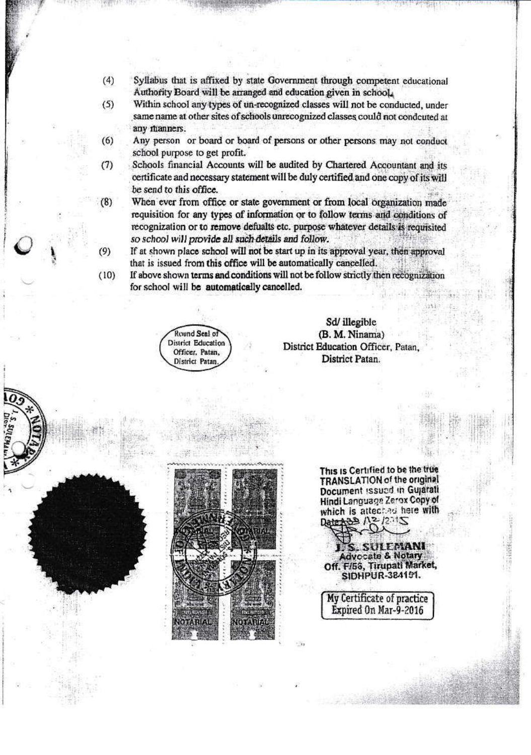(4) Syllabus that is affixed by state Government through competent educational Authority Board will be arranged and education given in school.

(5) Within school any types of un-recognized classes will not be conducted, under same name at other sites of schools unrecognized classes could not condcuted at any manners.

(6) Any person or board or board of persons or other persons may not conduct school purpose to get profit.

(7) Schools financial Accounts will be audited by Chartered Accountant and its certificate and necessary statement will be duly certified and one copy of its will be send to this office.

(8) When ever from office or state government or from local organization made requisition for any types of information or to follow terms and conditions of recognization or to remove defualts etc. purpose whatever details is requisited so school will provide all such details and follow.

(9) If at shown place school will not be start up in its approval year, then approval that is issued from this office will be automatically cancelled.

(10) If above shown terms and conditions will not be follow strictly then recognization for school will be **automatically** cancelled.

Round Seal of District Education Officer, Patan, District Patan.

Sd/ illegible
(B. M. Ninama)
District Education Officer, Patan,
District Patan.

This is Certified to be the true TRANSLATION of the original Document issued in Gujarati Hindi Language Zerox Copy of which is attached here with
Date: /12/2015

**J. S. SULEMANI**
Advocate & Notary
Off. F/56, Tirupati Market,
SIDHPUR-384151.

My Certificate of practice Expired On Mar-9-2016

NOTARIAL NOTARIAL NOTARIAL NOTARIAL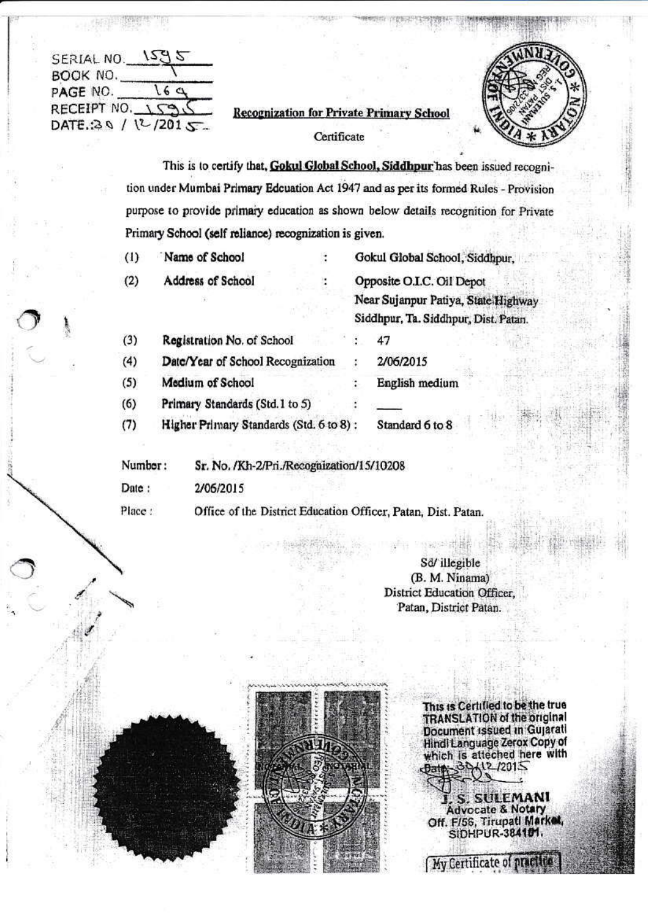SERIAL NO. 1595
BOOK NO. 1
PAGE NO. 169
RECEIPT NO. 1595
DATE: 30 / 12 / 2015

**Recognization for Private Primary School**

Certificate

This is to certify that, **Gokul Global School, Siddhpur** has been issued recognition under Mumbai Primary Edcuation Act 1947 and as per its formed Rules - Provision purpose to provide primary education as shown below details recognition for Private Primary School (self reliance) recognization is given.

| | | | |
|---|---|---|---|
| (1) | Name of School | : | Gokul Global School, Siddhpur, |
| (2) | Address of School | : | Opposite O.I.C. Oil Depot Near Sujanpur Patiya, State Highway Siddhpur, Ta. Siddhpur, Dist. Patan. |
| (3) | Registration No. of School | : | 47 |
| (4) | Date/Year of School Recognization | : | 2/06/2015 |
| (5) | Medium of School | : | English medium |
| (6) | Primary Standards (Std. 1 to 5) | : | ——— |
| (7) | Higher Primary Standards (Std. 6 to 8) | : | Standard 6 to 8 |

Number: Sr. No. /Kh-2/Pri./Recognization/15/10208

Date : 2/06/2015

Place : Office of the District Education Officer, Patan, Dist. Patan.

Sd/ illegible
(B. M. Ninama)
District Education Officer,
Patan, District Patan.

This is Certified to be the true TRANSLATION of the original Document issued in Gujarati Hindi Language Zerox Copy of which is attached here with
Date-30/12/2015

I. S. SULEMANI
Advocate & Notary
Off. F/56, Tirupati Market,
SIDHPUR-384151.

My Certificate of practice